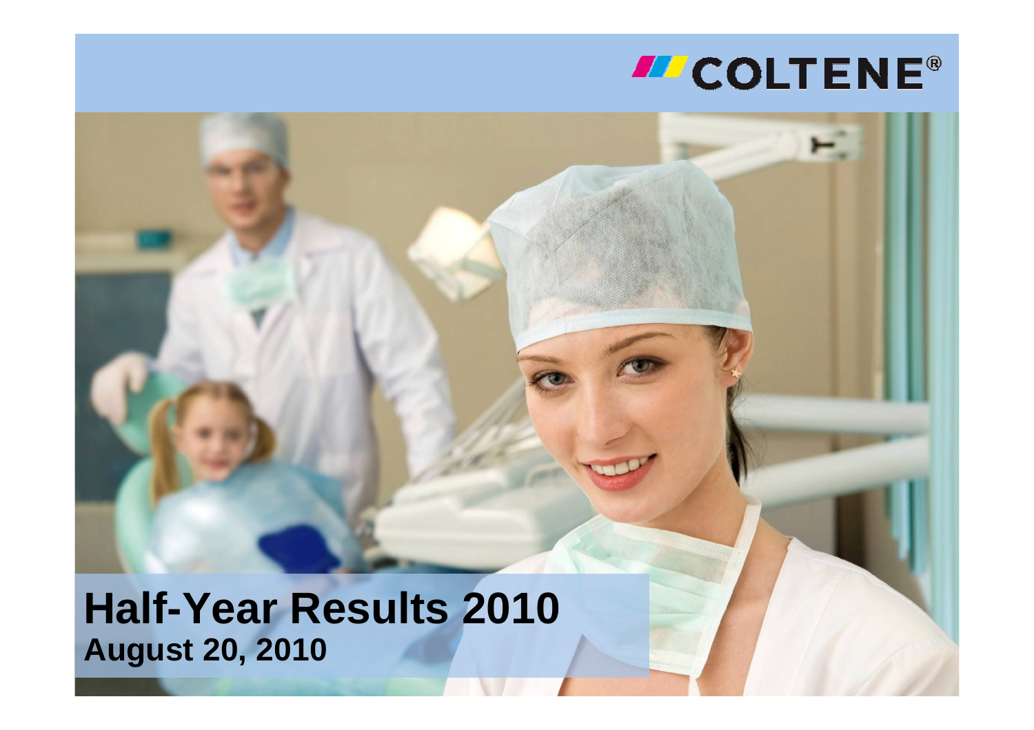COLTENE®

# Half-Year Results 2010

**August 20, 2010**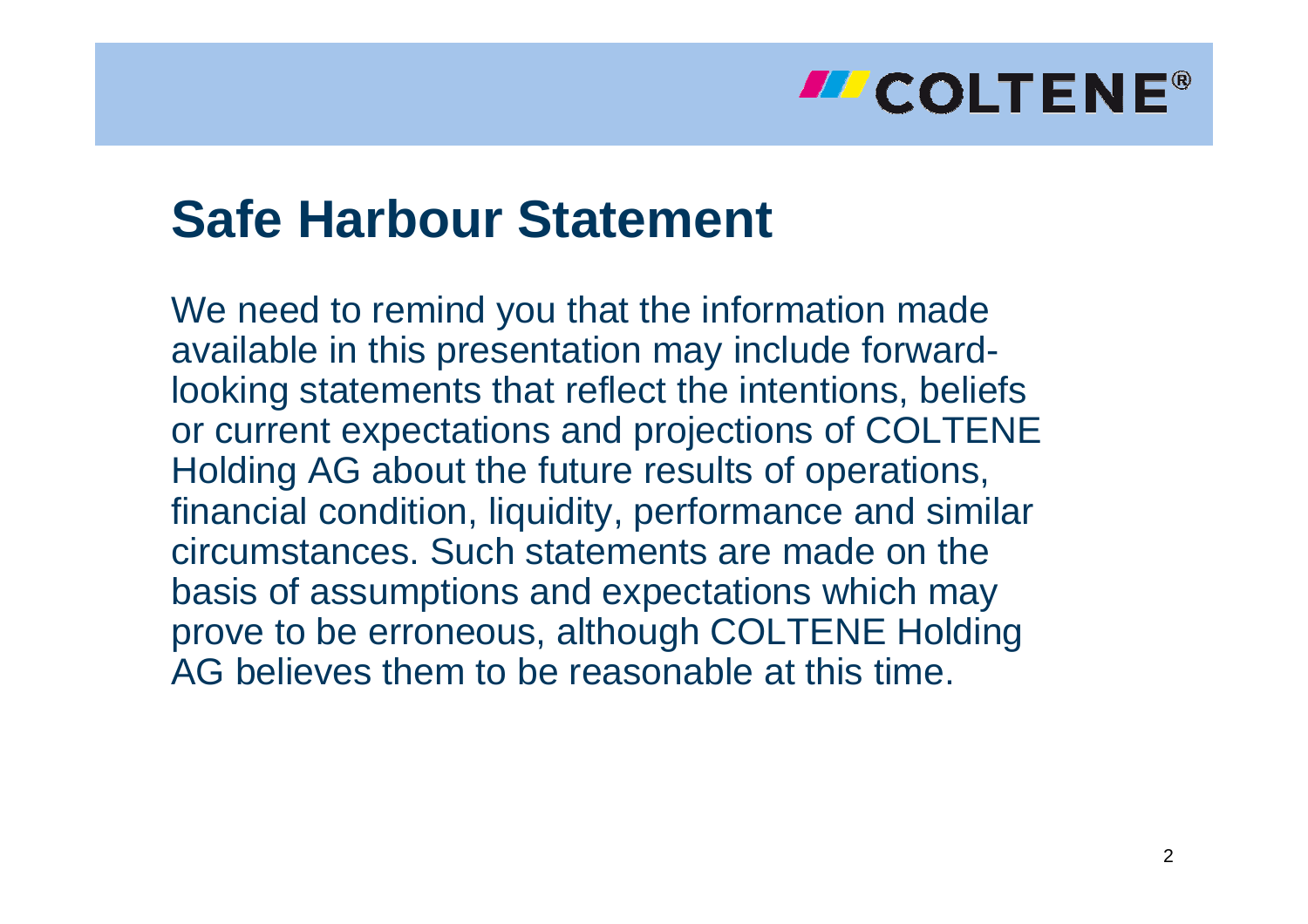# Safe Harbour Statement

We need to remind you that the information made available in this presentation may include forward-looking statements that reflect the intentions, beliefs or current expectations and projections of COLTENE Holding AG about the future results of operations, financial condition, liquidity, performance and similar circumstances. Such statements are made on the basis of assumptions and expectations which may prove to be erroneous, although COLTENE Holding AG believes them to be reasonable at this time.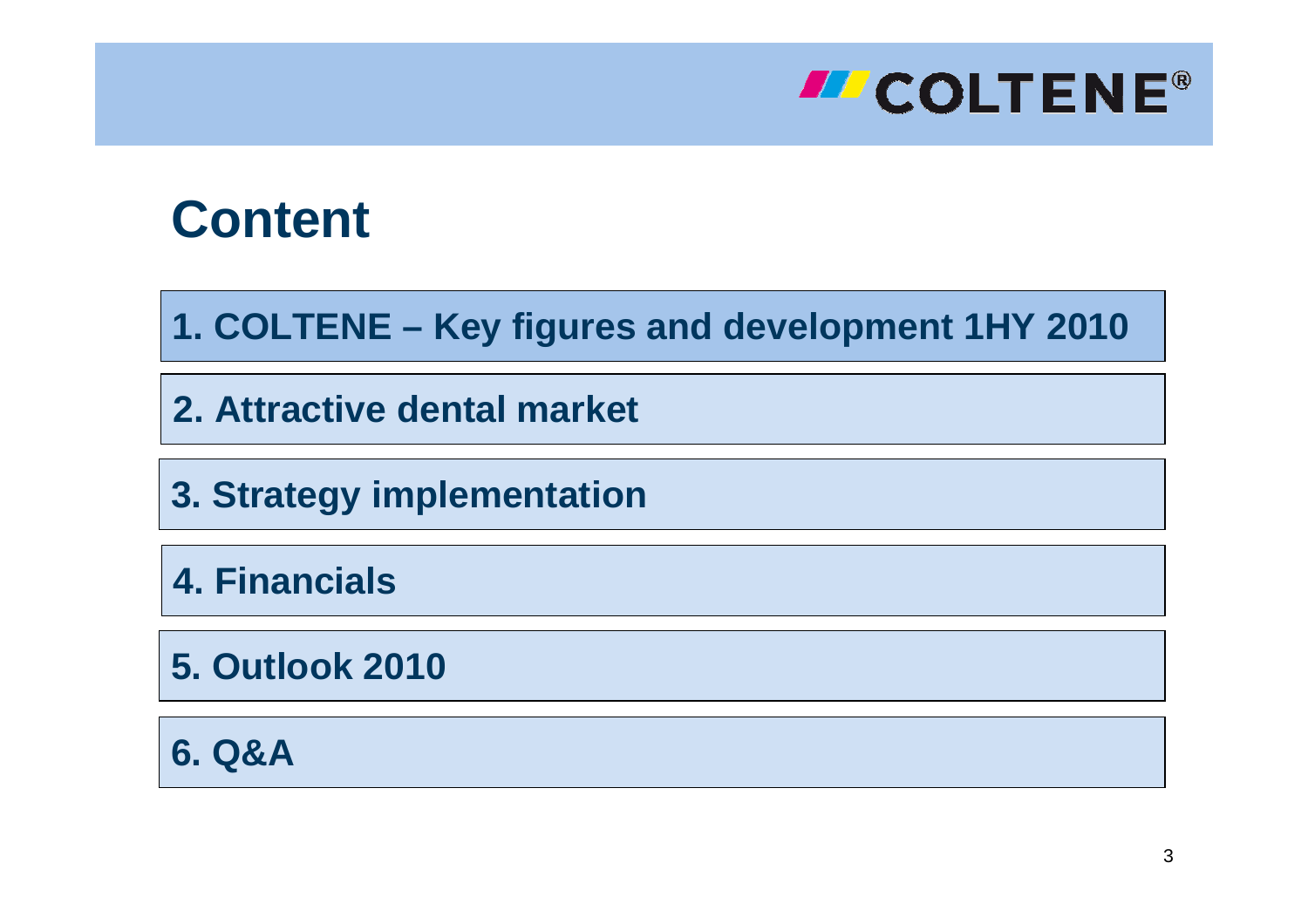# Content

1. COLTENE – Key figures and development 1HY 2010
2. Attractive dental market
3. Strategy implementation
4. Financials
5. Outlook 2010
6. Q&A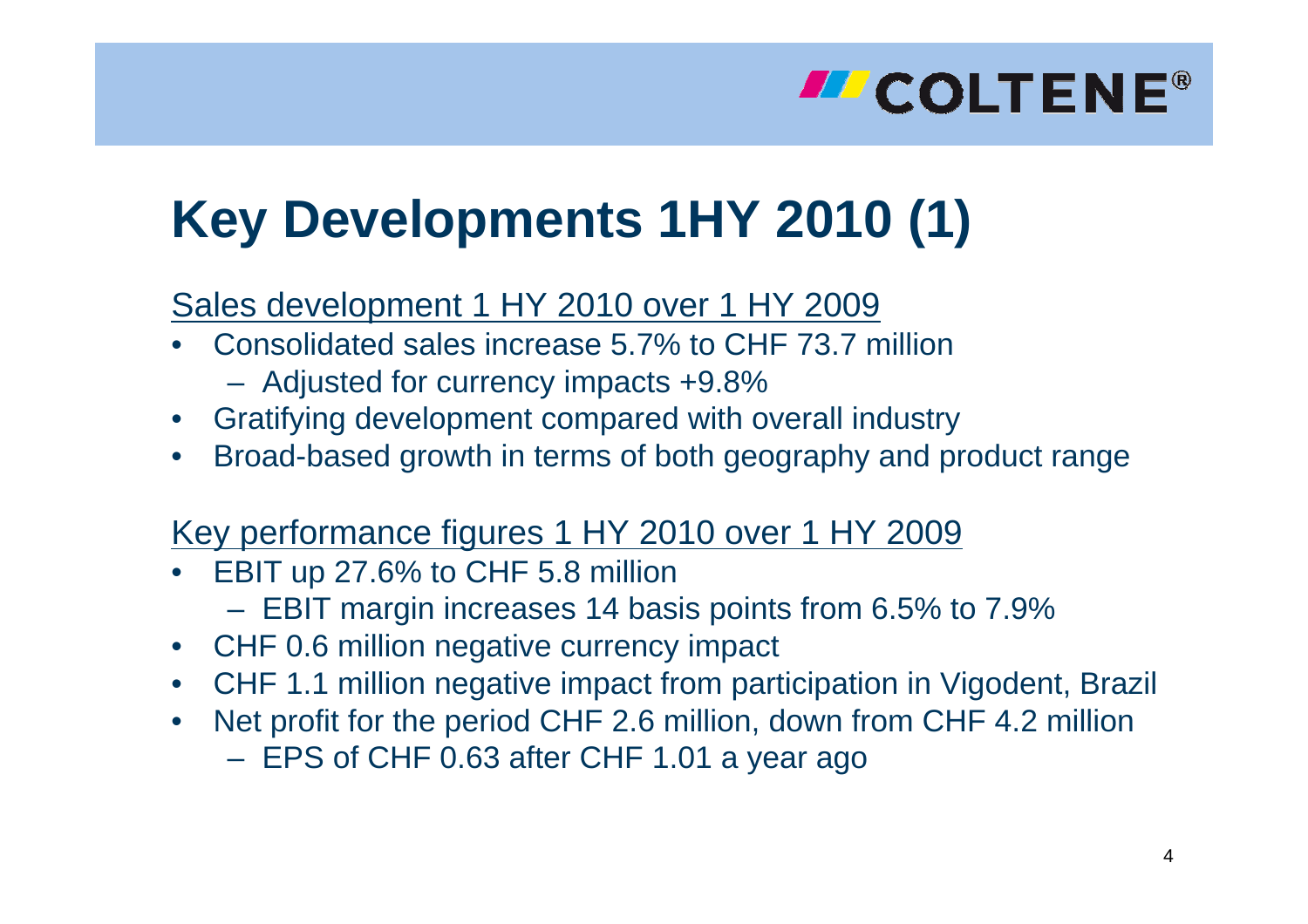# Key Developments 1HY 2010 (1)

Sales development 1 HY 2010 over 1 HY 2009

- Consolidated sales increase 5.7% to CHF 73.7 million
  - Adjusted for currency impacts +9.8%
- Gratifying development compared with overall industry
- Broad-based growth in terms of both geography and product range

Key performance figures 1 HY 2010 over 1 HY 2009

- EBIT up 27.6% to CHF 5.8 million
  - EBIT margin increases 14 basis points from 6.5% to 7.9%
- CHF 0.6 million negative currency impact
- CHF 1.1 million negative impact from participation in Vigodent, Brazil
- Net profit for the period CHF 2.6 million, down from CHF 4.2 million
  - EPS of CHF 0.63 after CHF 1.01 a year ago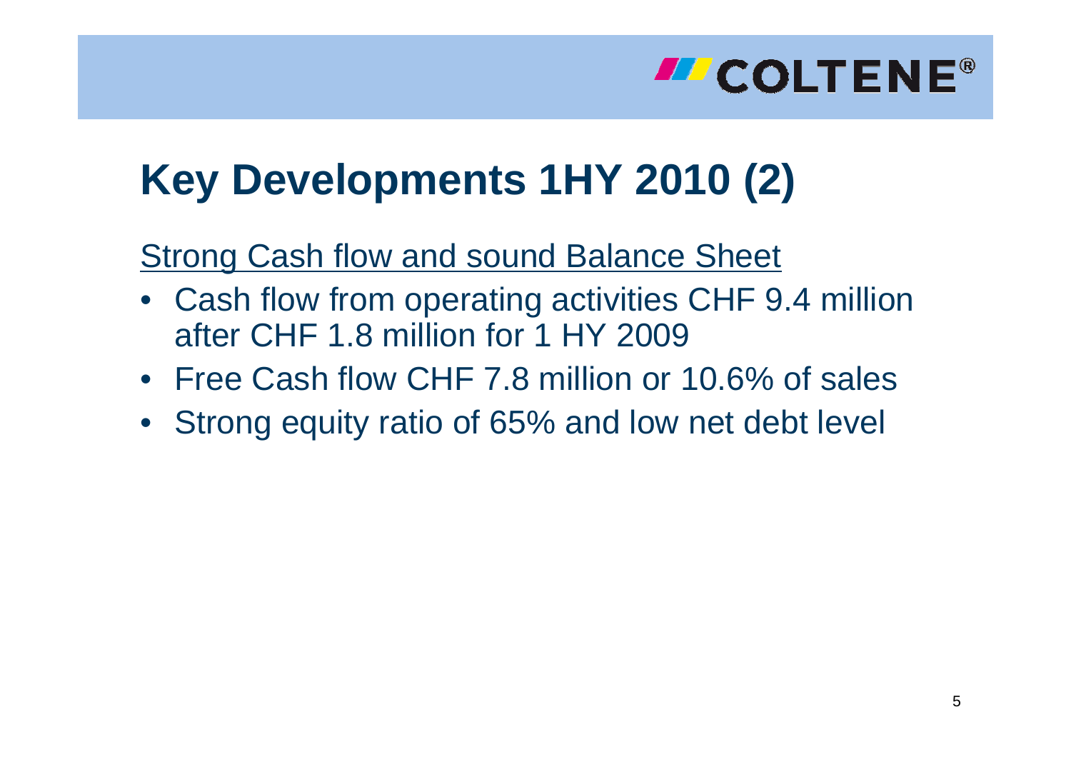# Key Developments 1HY 2010 (2)

Strong Cash flow and sound Balance Sheet

- Cash flow from operating activities CHF 9.4 million after CHF 1.8 million for 1 HY 2009
- Free Cash flow CHF 7.8 million or 10.6% of sales
- Strong equity ratio of 65% and low net debt level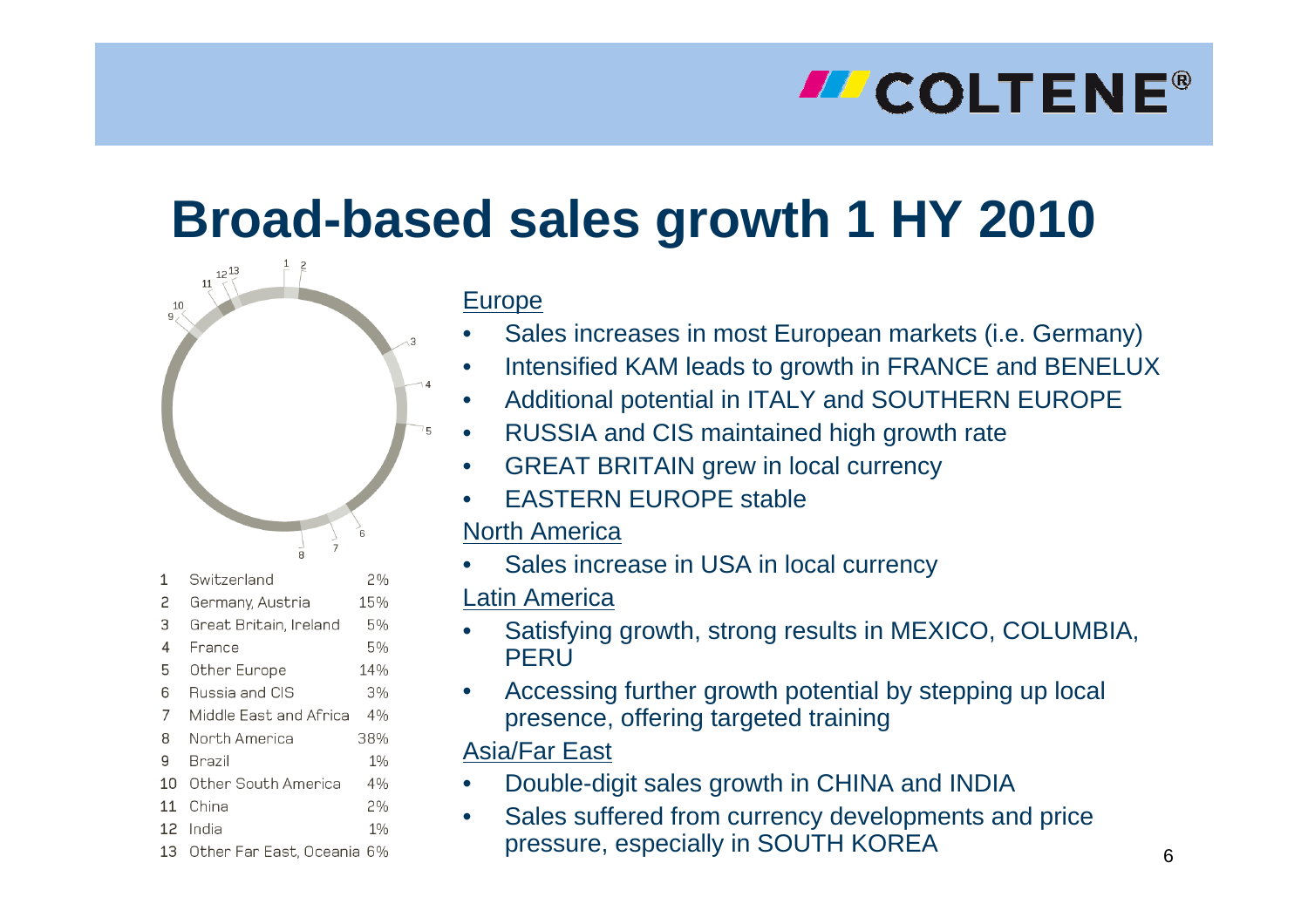# Broad-based sales growth 1 HY 2010

| | Region | Share |
|---|---|---|
| 1 | Switzerland | 2% |
| 2 | Germany, Austria | 15% |
| 3 | Great Britain, Ireland | 5% |
| 4 | France | 5% |
| 5 | Other Europe | 14% |
| 6 | Russia and CIS | 3% |
| 7 | Middle East and Africa | 4% |
| 8 | North America | 38% |
| 9 | Brazil | 1% |
| 10 | Other South America | 4% |
| 11 | China | 2% |
| 12 | India | 1% |
| 13 | Other Far East, Oceania | 6% |

Europe

- Sales increases in most European markets (i.e. Germany)
- Intensified KAM leads to growth in FRANCE and BENELUX
- Additional potential in ITALY and SOUTHERN EUROPE
- RUSSIA and CIS maintained high growth rate
- GREAT BRITAIN grew in local currency
- EASTERN EUROPE stable

North America

- Sales increase in USA in local currency

Latin America

- Satisfying growth, strong results in MEXICO, COLUMBIA, PERU
- Accessing further growth potential by stepping up local presence, offering targeted training

Asia/Far East

- Double-digit sales growth in CHINA and INDIA
- Sales suffered from currency developments and price pressure, especially in SOUTH KOREA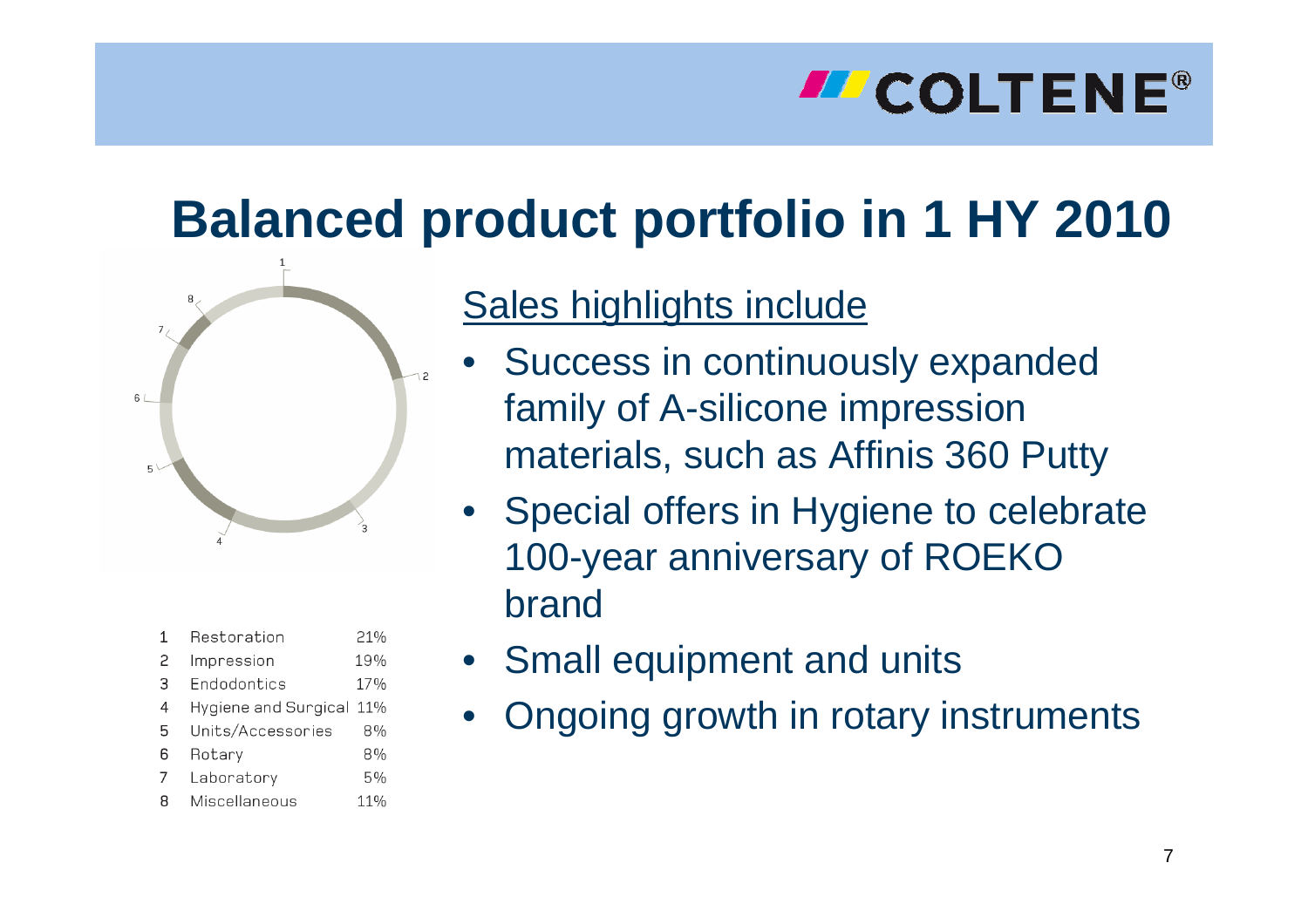# Balanced product portfolio in 1 HY 2010

| | | |
|---|---|---|
| 1 | Restoration | 21% |
| 2 | Impression | 19% |
| 3 | Endodontics | 17% |
| 4 | Hygiene and Surgical | 11% |
| 5 | Units/Accessories | 8% |
| 6 | Rotary | 8% |
| 7 | Laboratory | 5% |
| 8 | Miscellaneous | 11% |

Sales highlights include

- Success in continuously expanded family of A-silicone impression materials, such as Affinis 360 Putty
- Special offers in Hygiene to celebrate 100-year anniversary of ROEKO brand
- Small equipment and units
- Ongoing growth in rotary instruments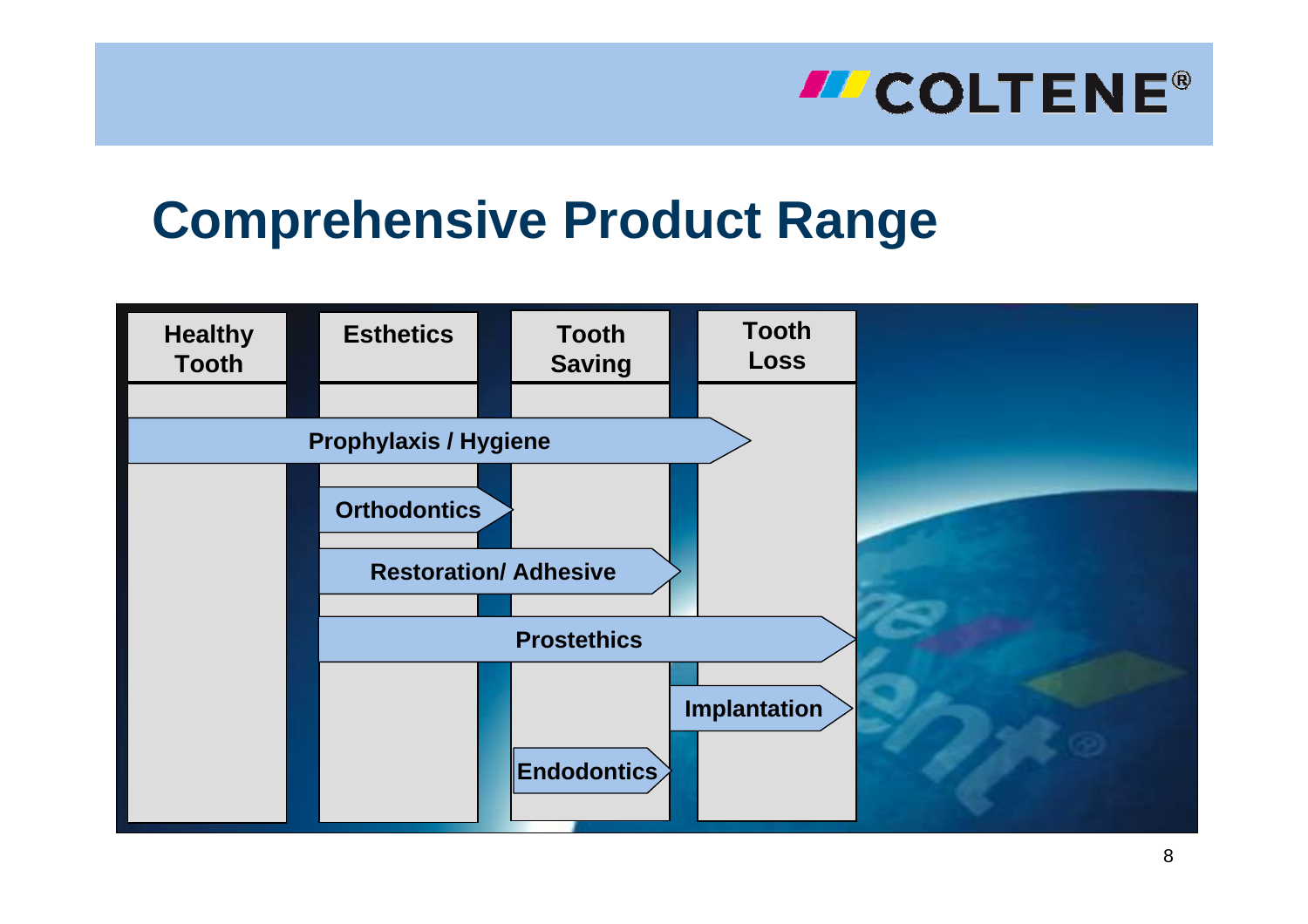# Comprehensive Product Range

| Healthy Tooth | Esthetics | Tooth Saving | Tooth Loss |
|---|---|---|---|

- Prophylaxis / Hygiene
- Orthodontics
- Restoration/ Adhesive
- Prostethics
- Implantation
- Endodontics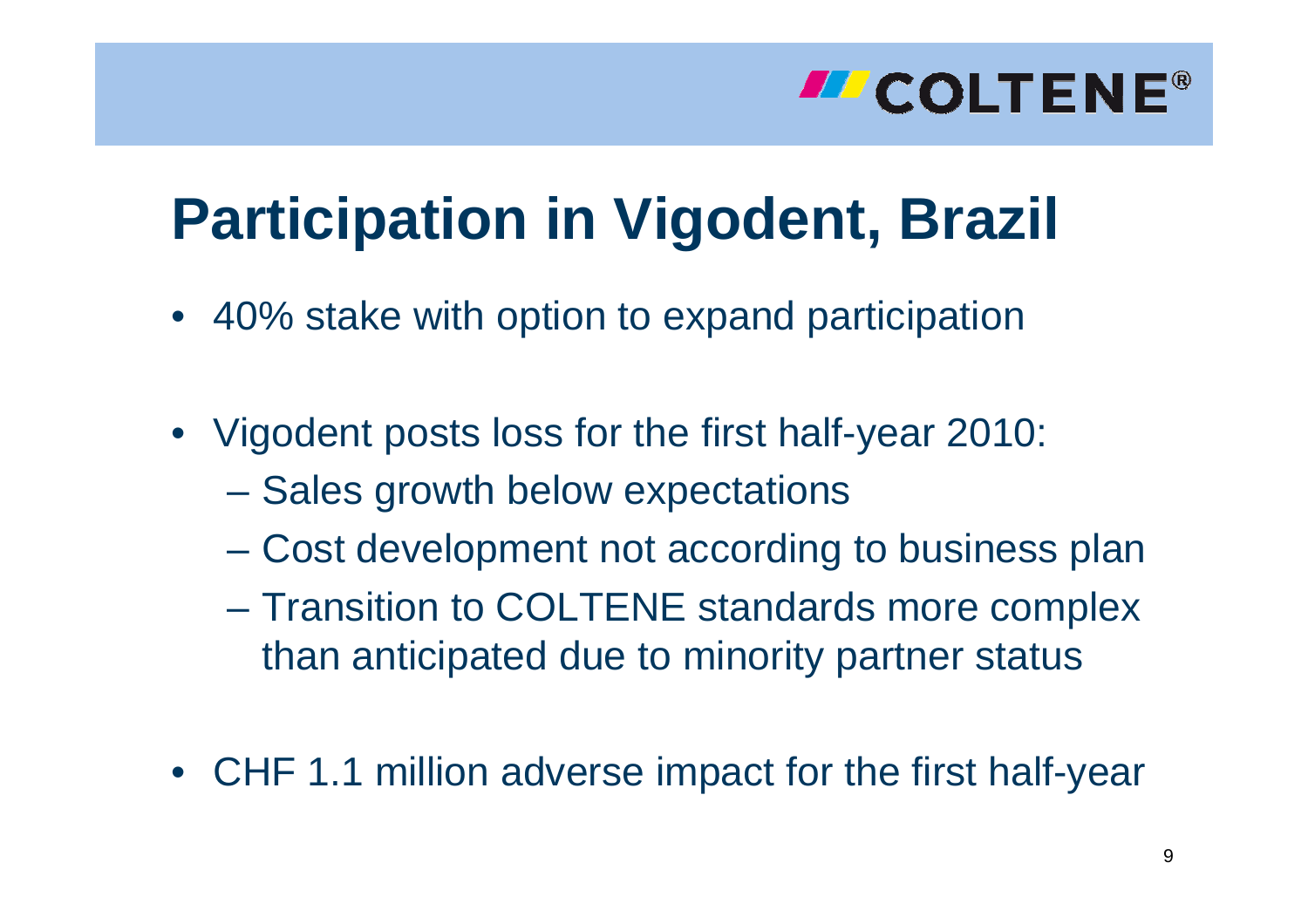# Participation in Vigodent, Brazil

- 40% stake with option to expand participation
- Vigodent posts loss for the first half-year 2010:
  - Sales growth below expectations
  - Cost development not according to business plan
  - Transition to COLTENE standards more complex than anticipated due to minority partner status
- CHF 1.1 million adverse impact for the first half-year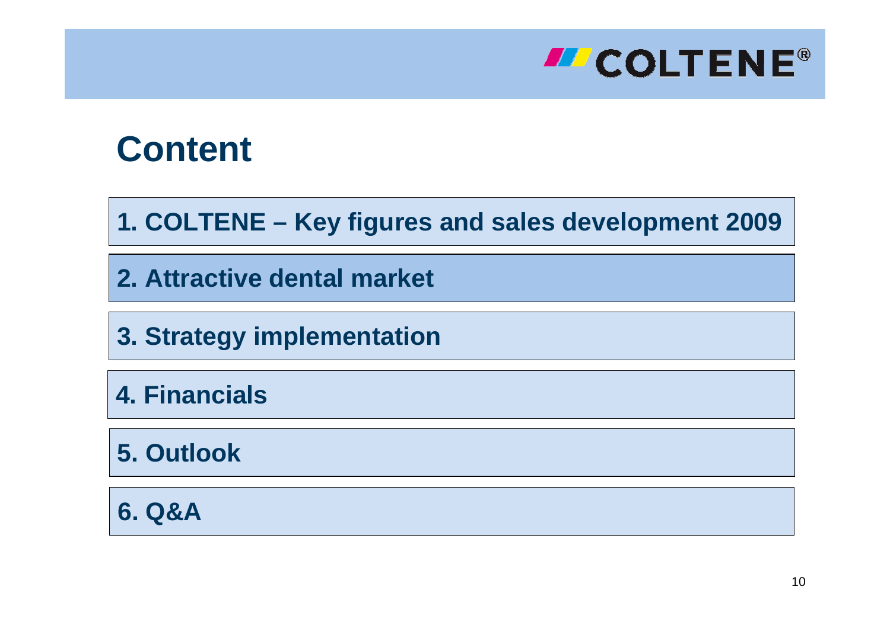# Content

1. COLTENE – Key figures and sales development 2009

2. Attractive dental market

3. Strategy implementation

4. Financials

5. Outlook

6. Q&A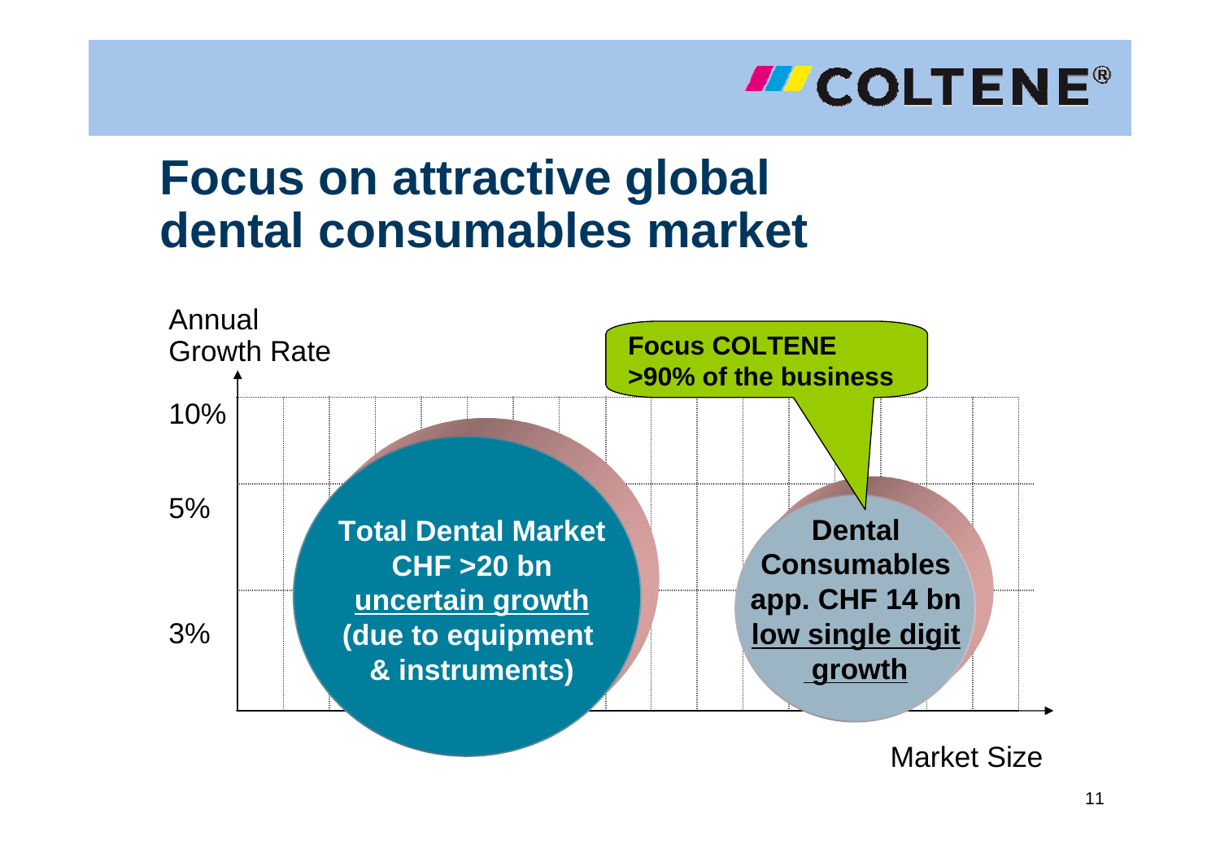# Focus on attractive global dental consumables market

Annual Growth Rate

10%

5%

3%

**Total Dental Market**
**CHF >20 bn**
**uncertain growth**
**(due to equipment & instruments)**

**Focus COLTENE**
**>90% of the business**

**Dental Consumables**
**app. CHF 14 bn**
**low single digit growth**

Market Size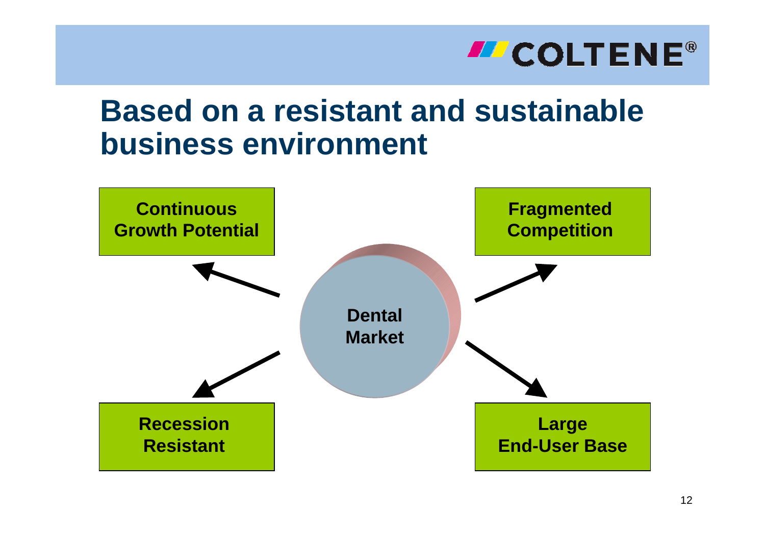# Based on a resistant and sustainable business environment

**Dental Market**

- **Continuous Growth Potential**
- **Fragmented Competition**
- **Recession Resistant**
- **Large End-User Base**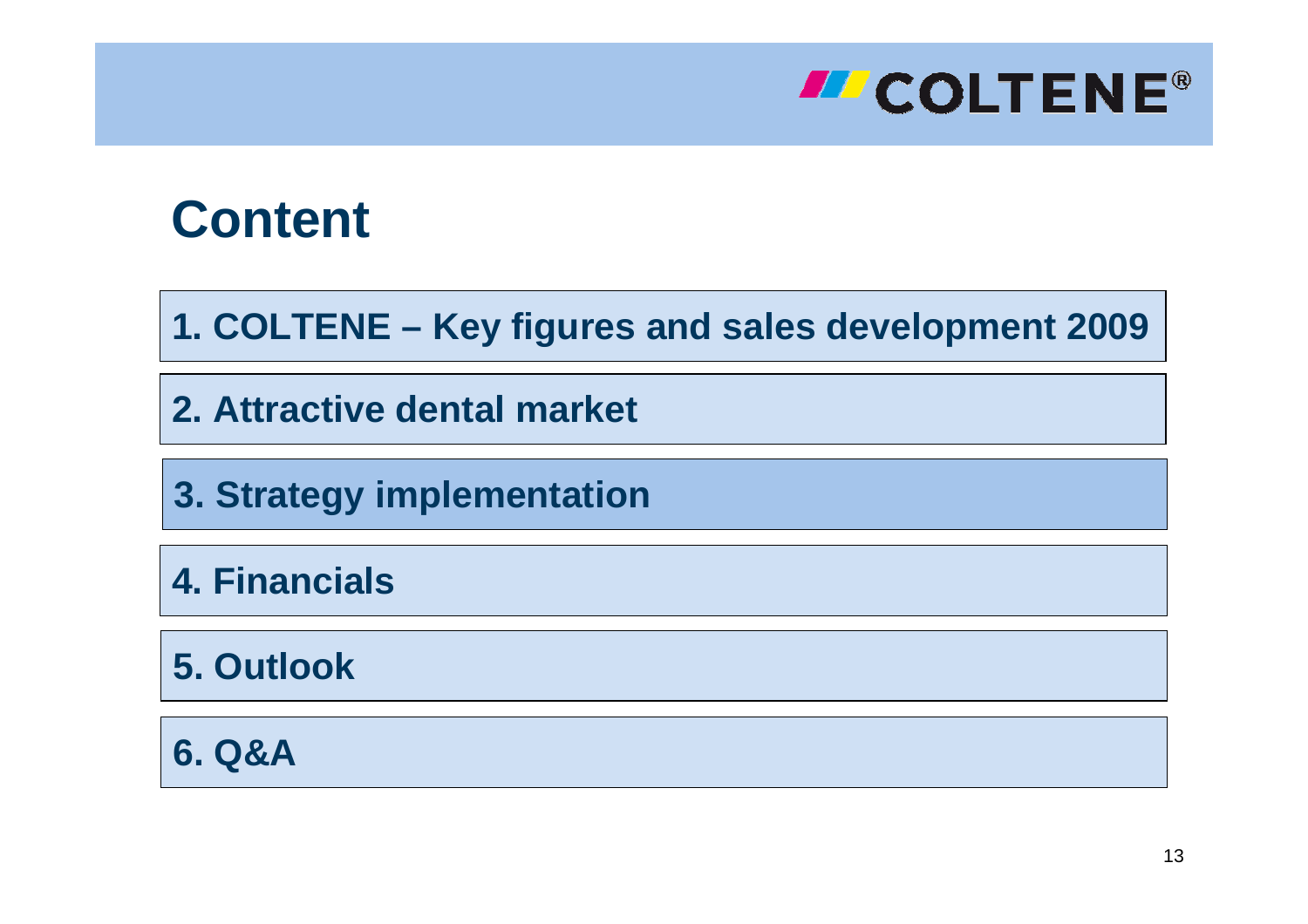# Content

1. COLTENE – Key figures and sales development 2009
2. Attractive dental market
3. Strategy implementation
4. Financials
5. Outlook
6. Q&A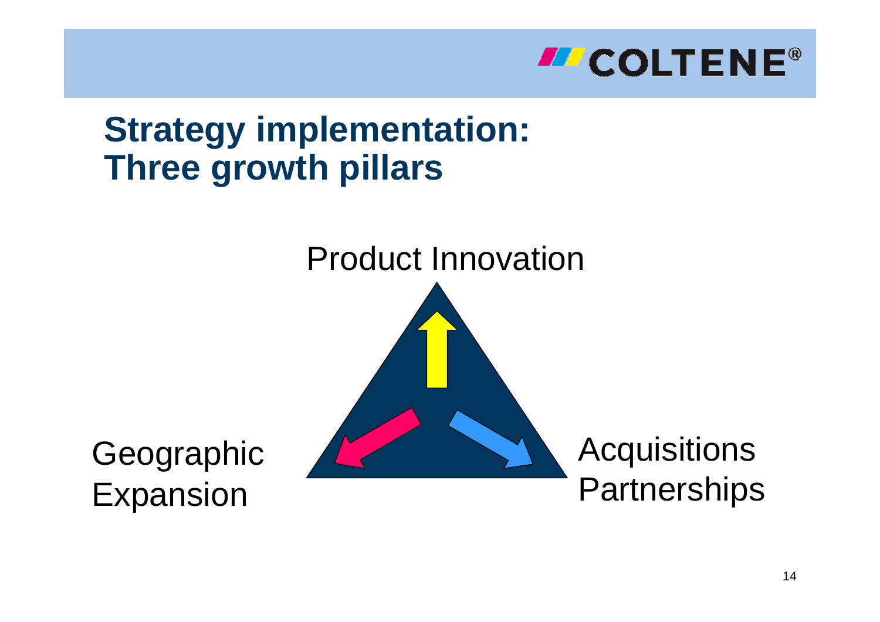# Strategy implementation: Three growth pillars

Product Innovation

Geographic Expansion

Acquisitions Partnerships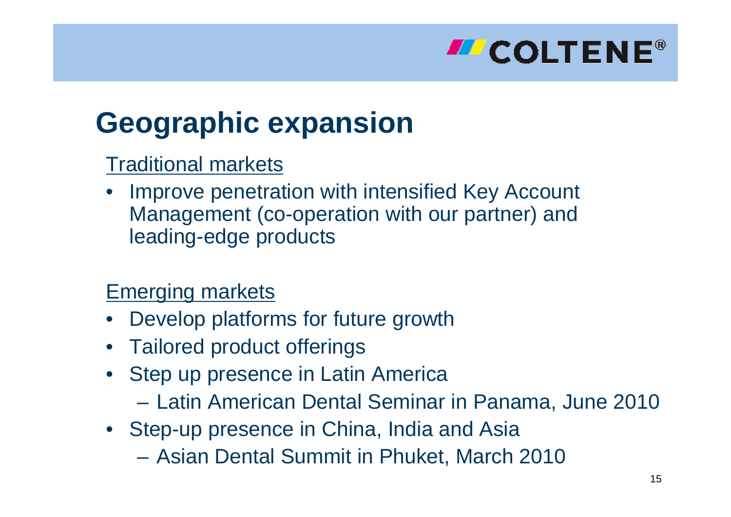# Geographic expansion

Traditional markets

- Improve penetration with intensified Key Account Management (co-operation with our partner) and leading-edge products

Emerging markets

- Develop platforms for future growth
- Tailored product offerings
- Step up presence in Latin America
  - Latin American Dental Seminar in Panama, June 2010
- Step-up presence in China, India and Asia
  - Asian Dental Summit in Phuket, March 2010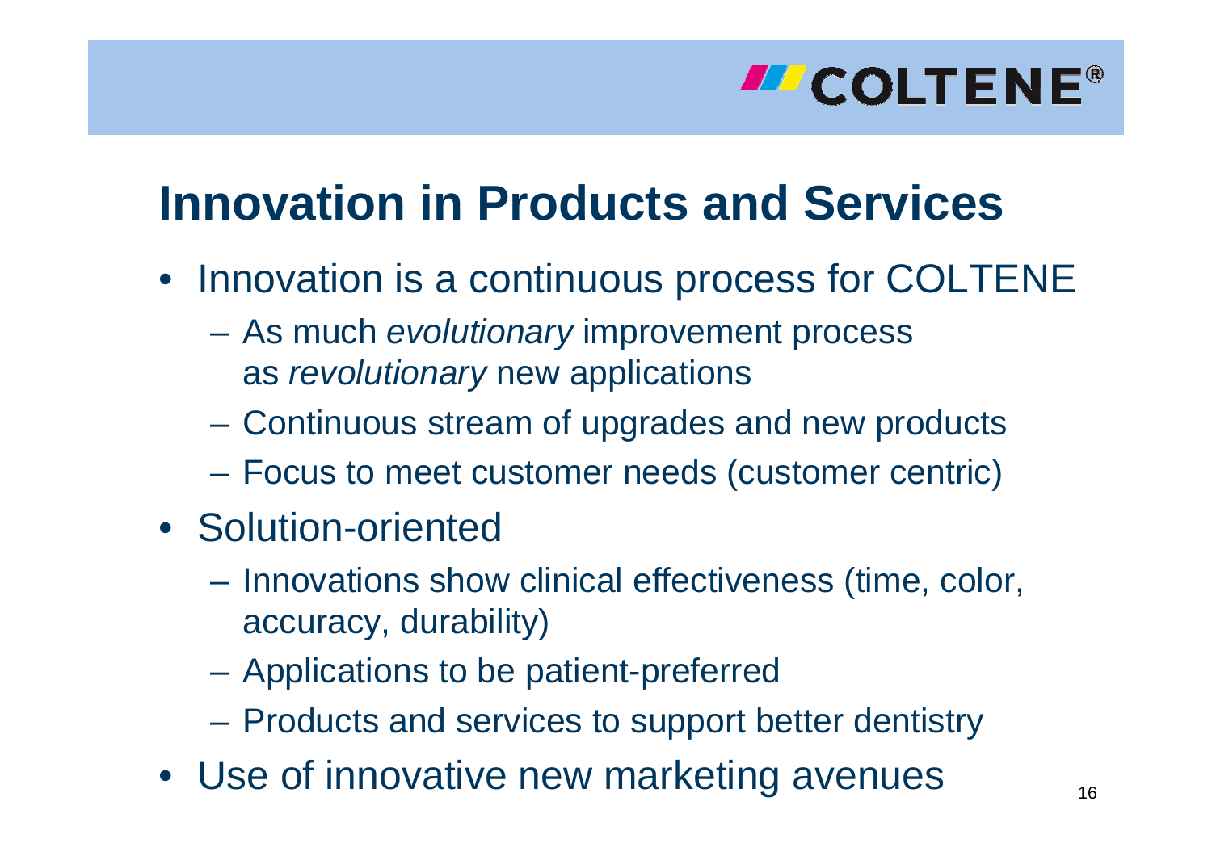# Innovation in Products and Services

- Innovation is a continuous process for COLTENE
  - As much *evolutionary* improvement process as *revolutionary* new applications
  - Continuous stream of upgrades and new products
  - Focus to meet customer needs (customer centric)
- Solution-oriented
  - Innovations show clinical effectiveness (time, color, accuracy, durability)
  - Applications to be patient-preferred
  - Products and services to support better dentistry
- Use of innovative new marketing avenues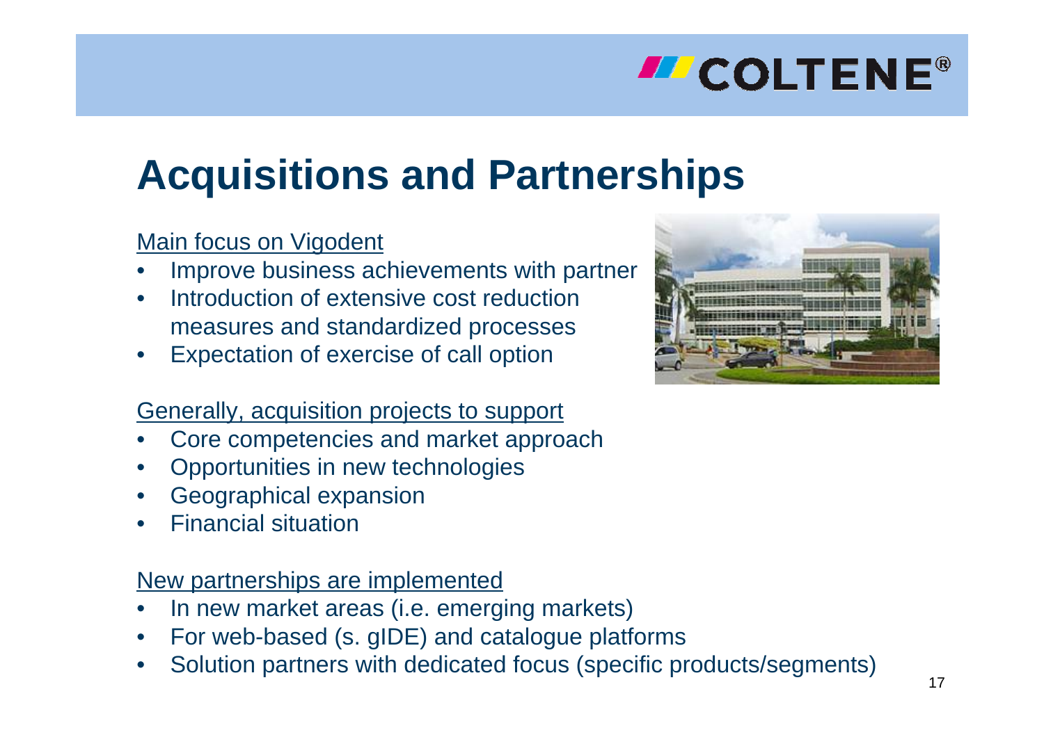# Acquisitions and Partnerships

Main focus on Vigodent

- Improve business achievements with partner
- Introduction of extensive cost reduction measures and standardized processes
- Expectation of exercise of call option

Generally, acquisition projects to support

- Core competencies and market approach
- Opportunities in new technologies
- Geographical expansion
- Financial situation

New partnerships are implemented

- In new market areas (i.e. emerging markets)
- For web-based (s. gIDE) and catalogue platforms
- Solution partners with dedicated focus (specific products/segments)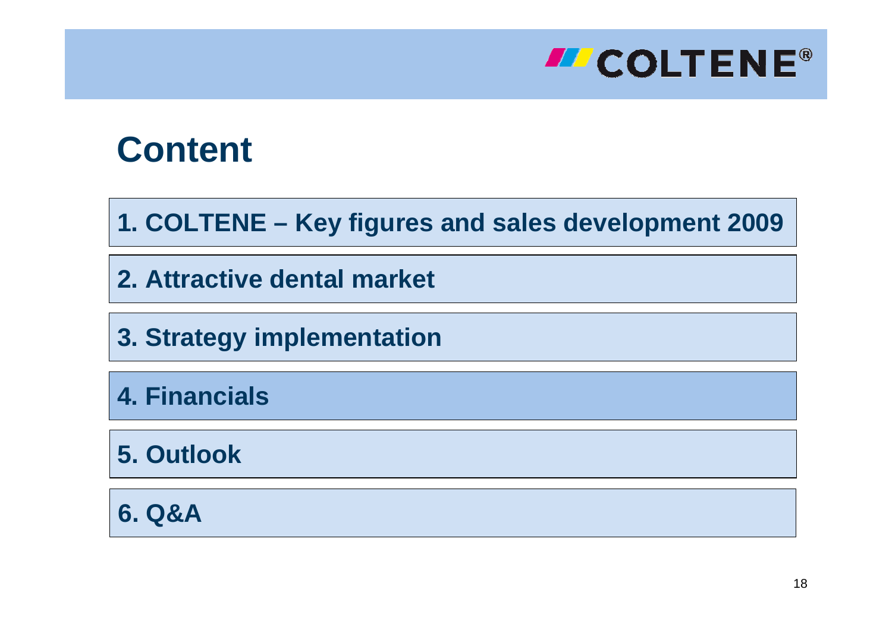COLTENE®

# Content

1. COLTENE – Key figures and sales development 2009
2. Attractive dental market
3. Strategy implementation
4. Financials
5. Outlook
6. Q&A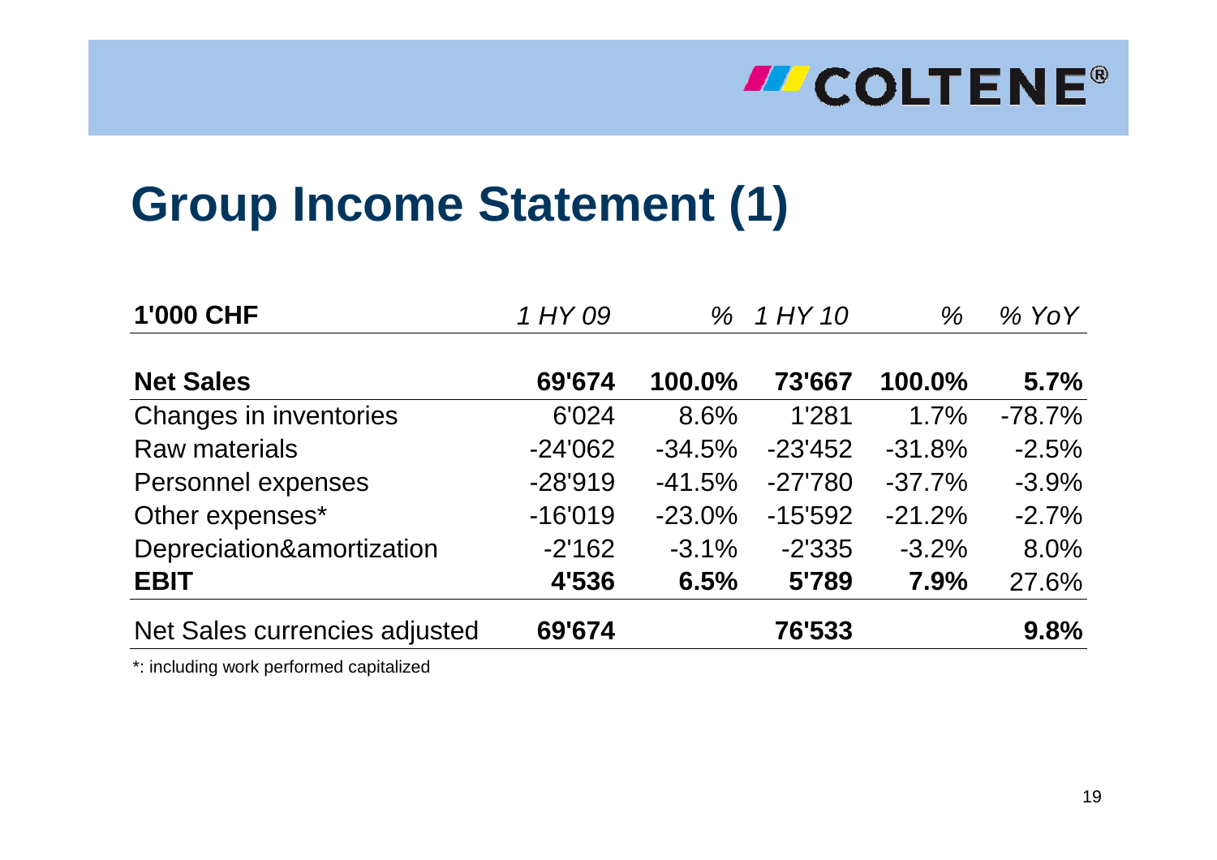# Group Income Statement (1)

| **1'000 CHF** | *1 HY 09* | *%* | *1 HY 10* | *%* | *% YoY* |
|---|---|---|---|---|---|
| **Net Sales** | **69'674** | **100.0%** | **73'667** | **100.0%** | **5.7%** |
| Changes in inventories | 6'024 | 8.6% | 1'281 | 1.7% | -78.7% |
| Raw materials | -24'062 | -34.5% | -23'452 | -31.8% | -2.5% |
| Personnel expenses | -28'919 | -41.5% | -27'780 | -37.7% | -3.9% |
| Other expenses* | -16'019 | -23.0% | -15'592 | -21.2% | -2.7% |
| Depreciation&amortization | -2'162 | -3.1% | -2'335 | -3.2% | 8.0% |
| **EBIT** | **4'536** | **6.5%** | **5'789** | **7.9%** | 27.6% |
| Net Sales currencies adjusted | **69'674** | | **76'533** | | **9.8%** |

*: including work performed capitalized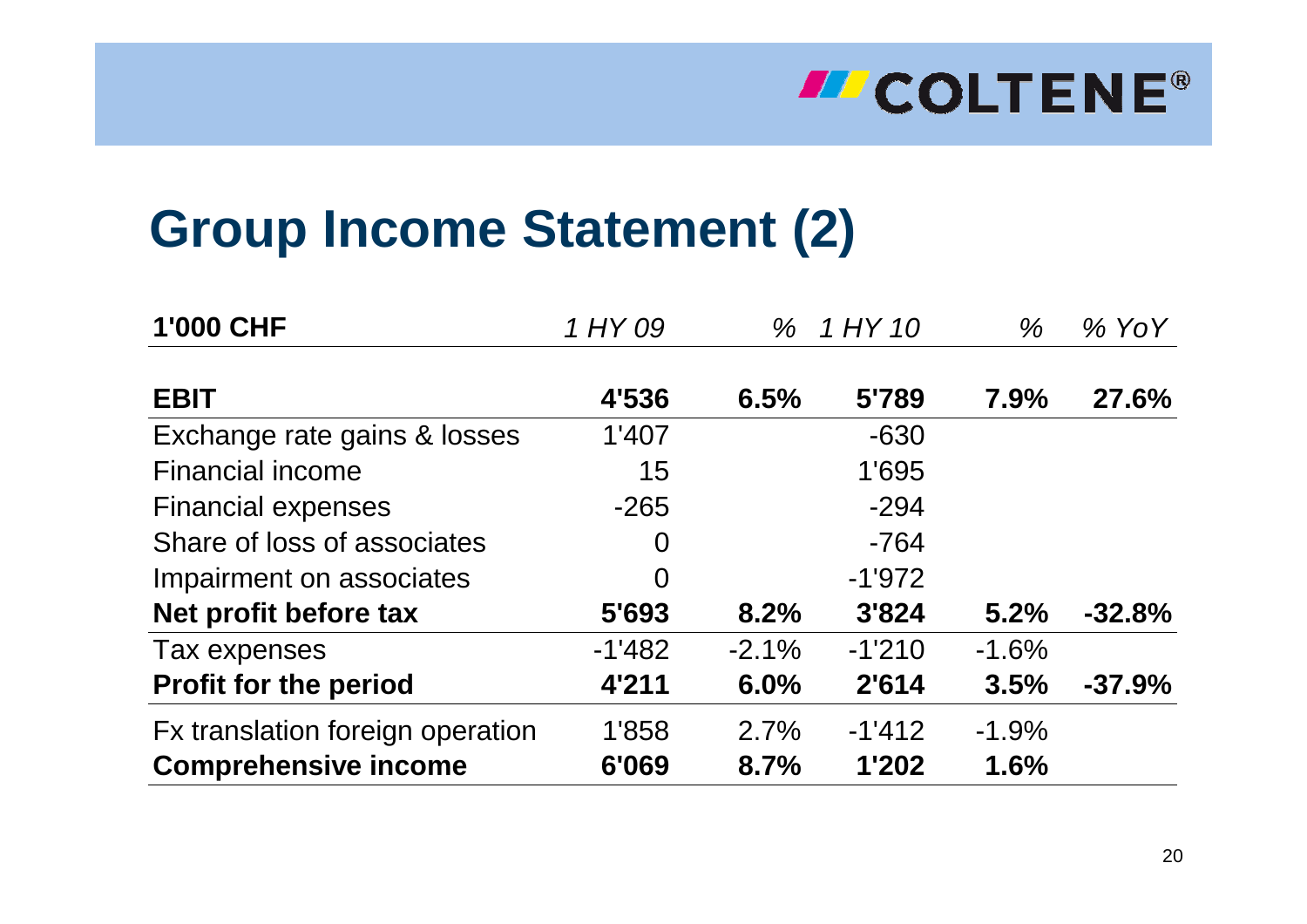# Group Income Statement (2)

| 1'000 CHF | *1 HY 09* | *%* | *1 HY 10* | *%* | *% YoY* |
|---|---|---|---|---|---|
| **EBIT** | **4'536** | **6.5%** | **5'789** | **7.9%** | **27.6%** |
| Exchange rate gains & losses | 1'407 | | -630 | | |
| Financial income | 15 | | 1'695 | | |
| Financial expenses | -265 | | -294 | | |
| Share of loss of associates | 0 | | -764 | | |
| Impairment on associates | 0 | | -1'972 | | |
| **Net profit before tax** | **5'693** | **8.2%** | **3'824** | **5.2%** | **-32.8%** |
| Tax expenses | -1'482 | -2.1% | -1'210 | -1.6% | |
| **Profit for the period** | **4'211** | **6.0%** | **2'614** | **3.5%** | **-37.9%** |
| Fx translation foreign operation | 1'858 | 2.7% | -1'412 | -1.9% | |
| **Comprehensive income** | **6'069** | **8.7%** | **1'202** | **1.6%** | |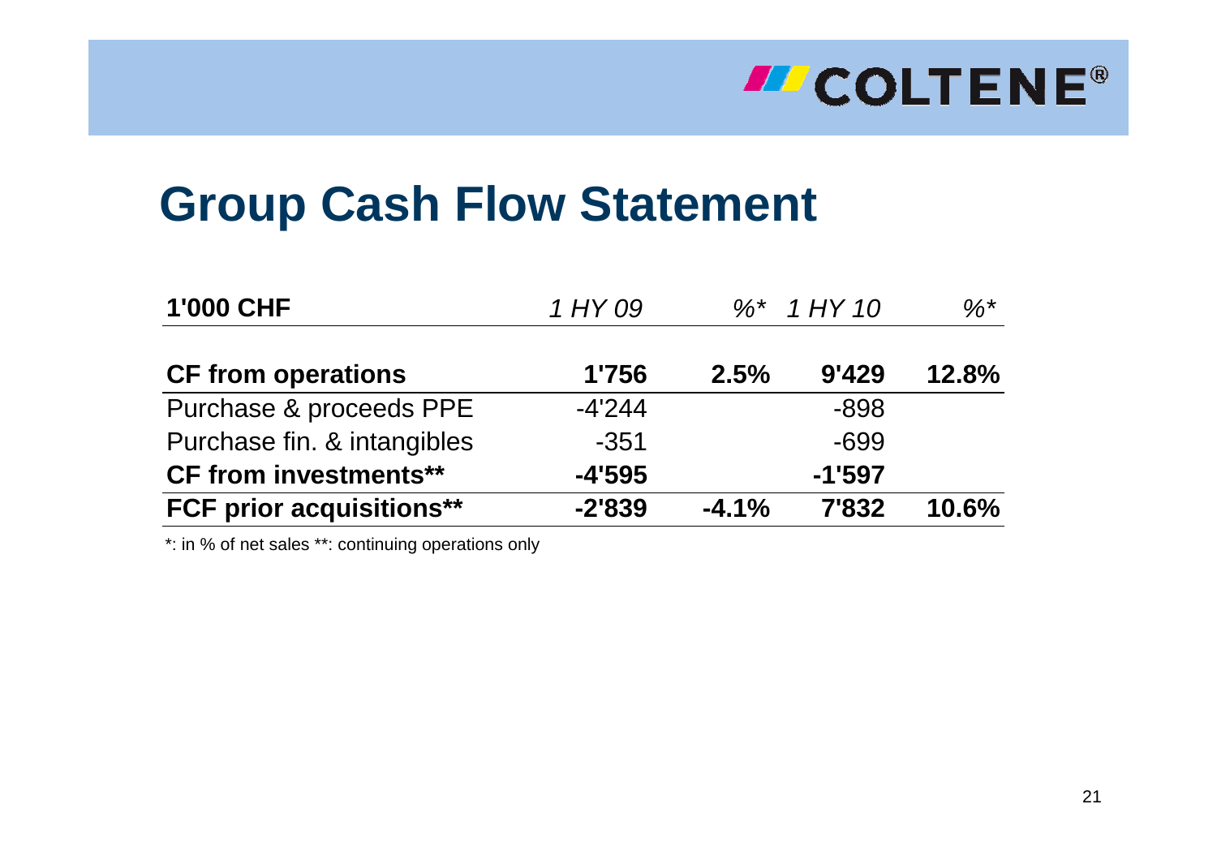# Group Cash Flow Statement

| **1'000 CHF** | *1 HY 09* | *%** | *1 HY 10* | *%** |
|---|---|---|---|---|
| **CF from operations** | **1'756** | **2.5%** | **9'429** | **12.8%** |
| Purchase & proceeds PPE | -4'244 | | -898 | |
| Purchase fin. & intangibles | -351 | | -699 | |
| **CF from investments**** | **-4'595** | | **-1'597** | |
| **FCF prior acquisitions**** | **-2'839** | **-4.1%** | **7'832** | **10.6%** |

*: in % of net sales **: continuing operations only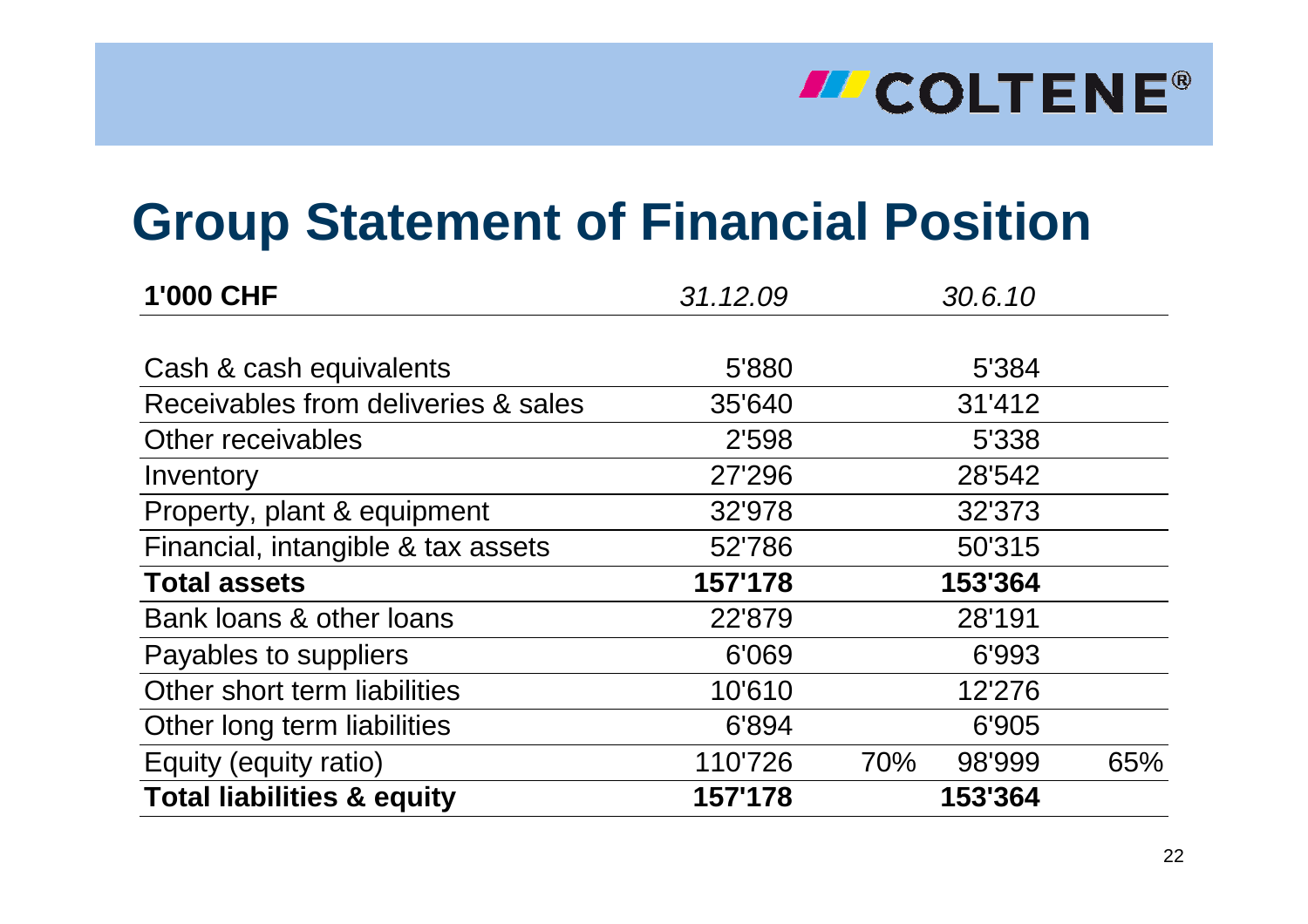# Group Statement of Financial Position

| 1'000 CHF | *31.12.09* | | *30.6.10* | |
|---|---|---|---|---|
| Cash & cash equivalents | 5'880 | | 5'384 | |
| Receivables from deliveries & sales | 35'640 | | 31'412 | |
| Other receivables | 2'598 | | 5'338 | |
| Inventory | 27'296 | | 28'542 | |
| Property, plant & equipment | 32'978 | | 32'373 | |
| Financial, intangible & tax assets | 52'786 | | 50'315 | |
| **Total assets** | **157'178** | | **153'364** | |
| Bank loans & other loans | 22'879 | | 28'191 | |
| Payables to suppliers | 6'069 | | 6'993 | |
| Other short term liabilities | 10'610 | | 12'276 | |
| Other long term liabilities | 6'894 | | 6'905 | |
| Equity (equity ratio) | 110'726 | 70% | 98'999 | 65% |
| **Total liabilities & equity** | **157'178** | | **153'364** | |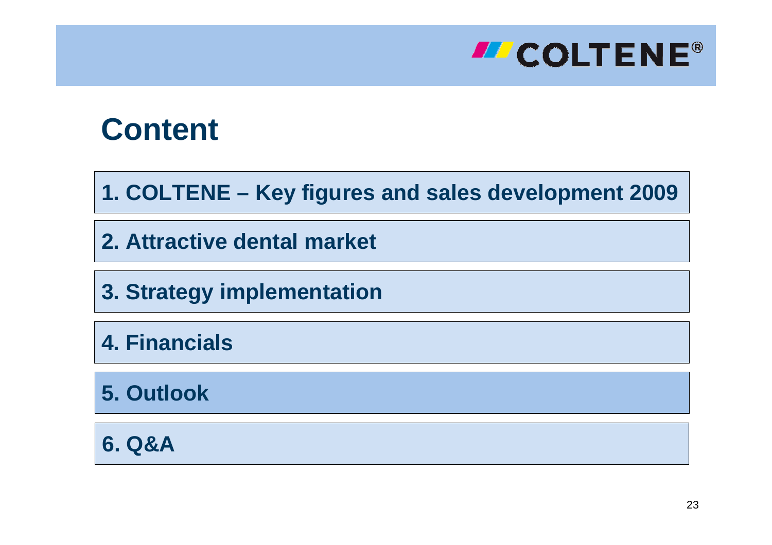# Content

1. COLTENE – Key figures and sales development 2009
2. Attractive dental market
3. Strategy implementation
4. Financials
5. Outlook
6. Q&A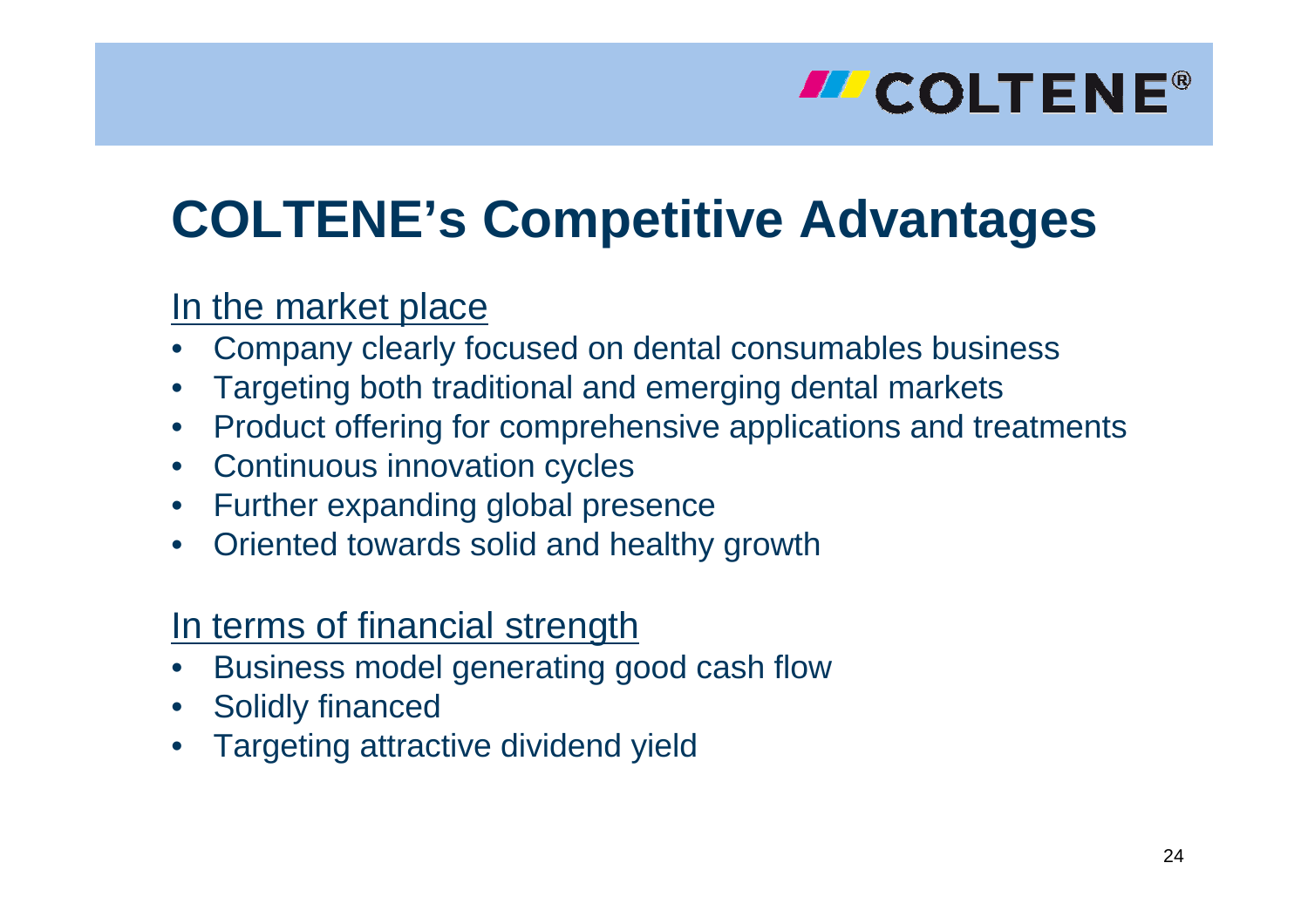# COLTENE's Competitive Advantages

In the market place

- Company clearly focused on dental consumables business
- Targeting both traditional and emerging dental markets
- Product offering for comprehensive applications and treatments
- Continuous innovation cycles
- Further expanding global presence
- Oriented towards solid and healthy growth

In terms of financial strength

- Business model generating good cash flow
- Solidly financed
- Targeting attractive dividend yield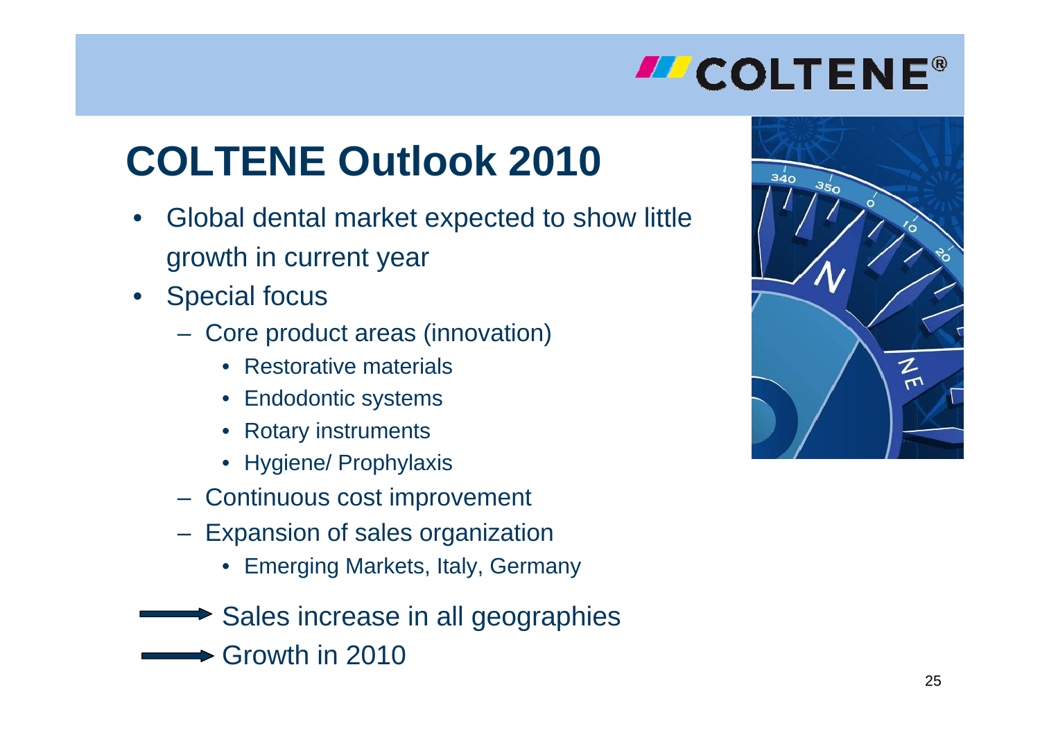# COLTENE Outlook 2010

- Global dental market expected to show little growth in current year
- Special focus
  - Core product areas (innovation)
    - Restorative materials
    - Endodontic systems
    - Rotary instruments
    - Hygiene/ Prophylaxis
  - Continuous cost improvement
  - Expansion of sales organization
    - Emerging Markets, Italy, Germany

→ Sales increase in all geographies

→ Growth in 2010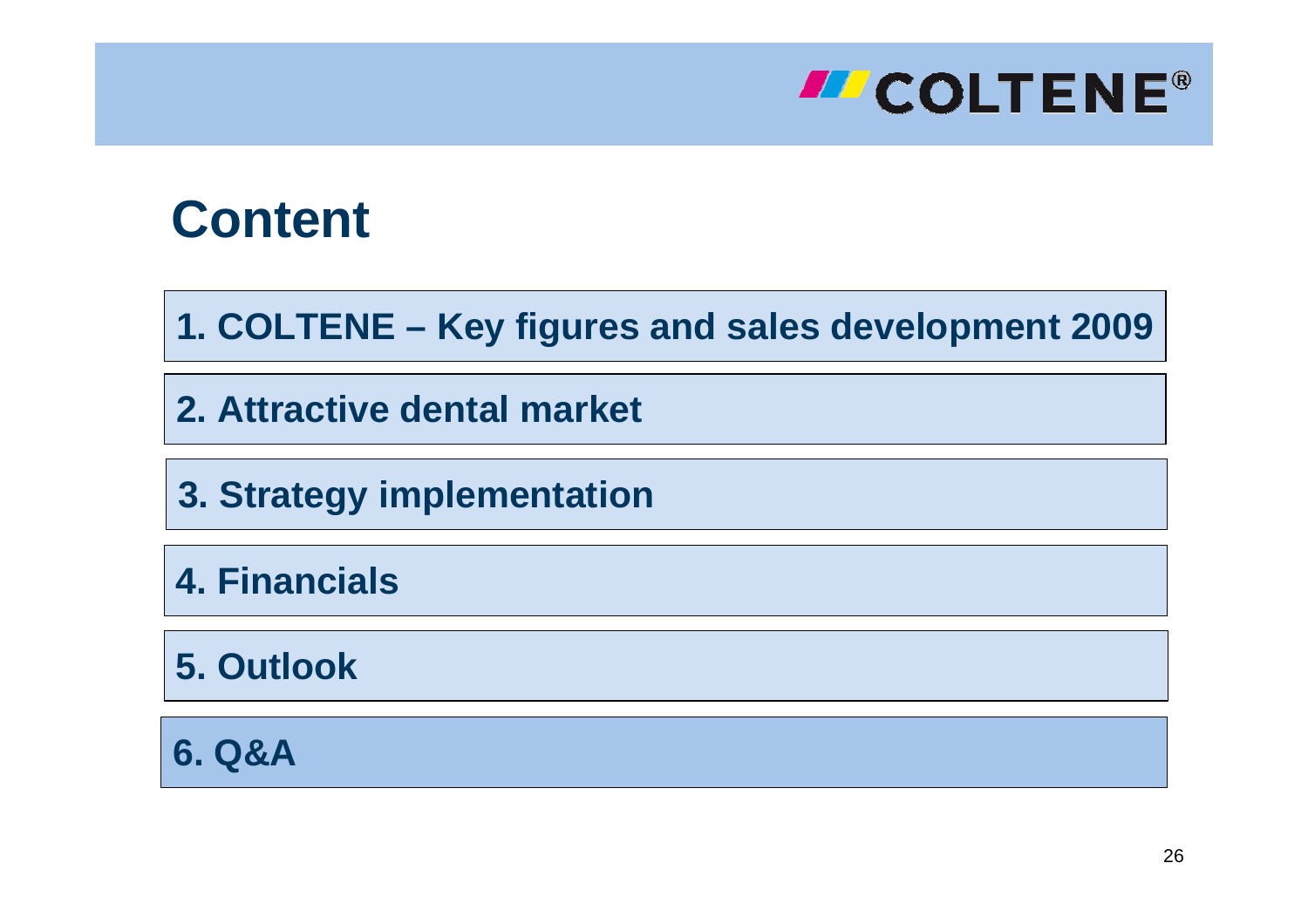# Content

1. COLTENE – Key figures and sales development 2009

2. Attractive dental market

3. Strategy implementation

4. Financials

5. Outlook

6. Q&A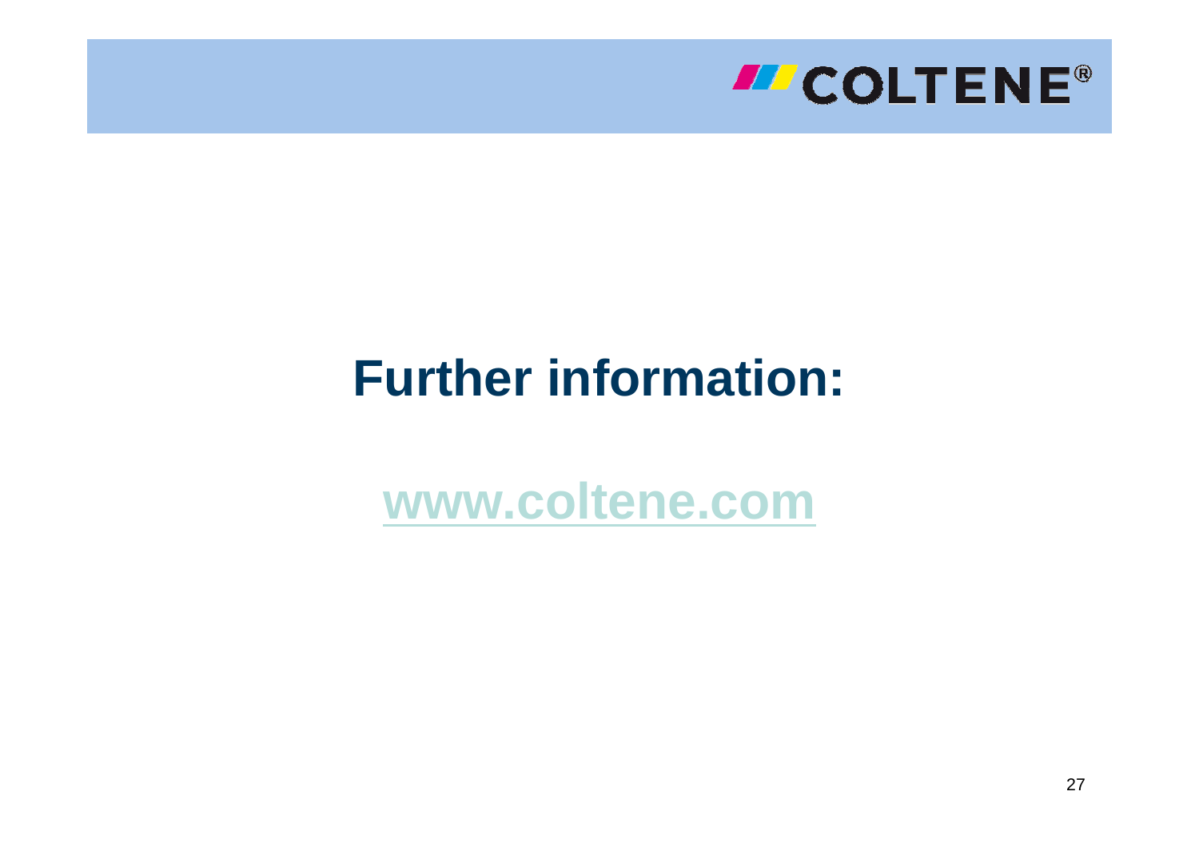COLTENE®

# Further information:

[www.coltene.com](http://www.coltene.com)